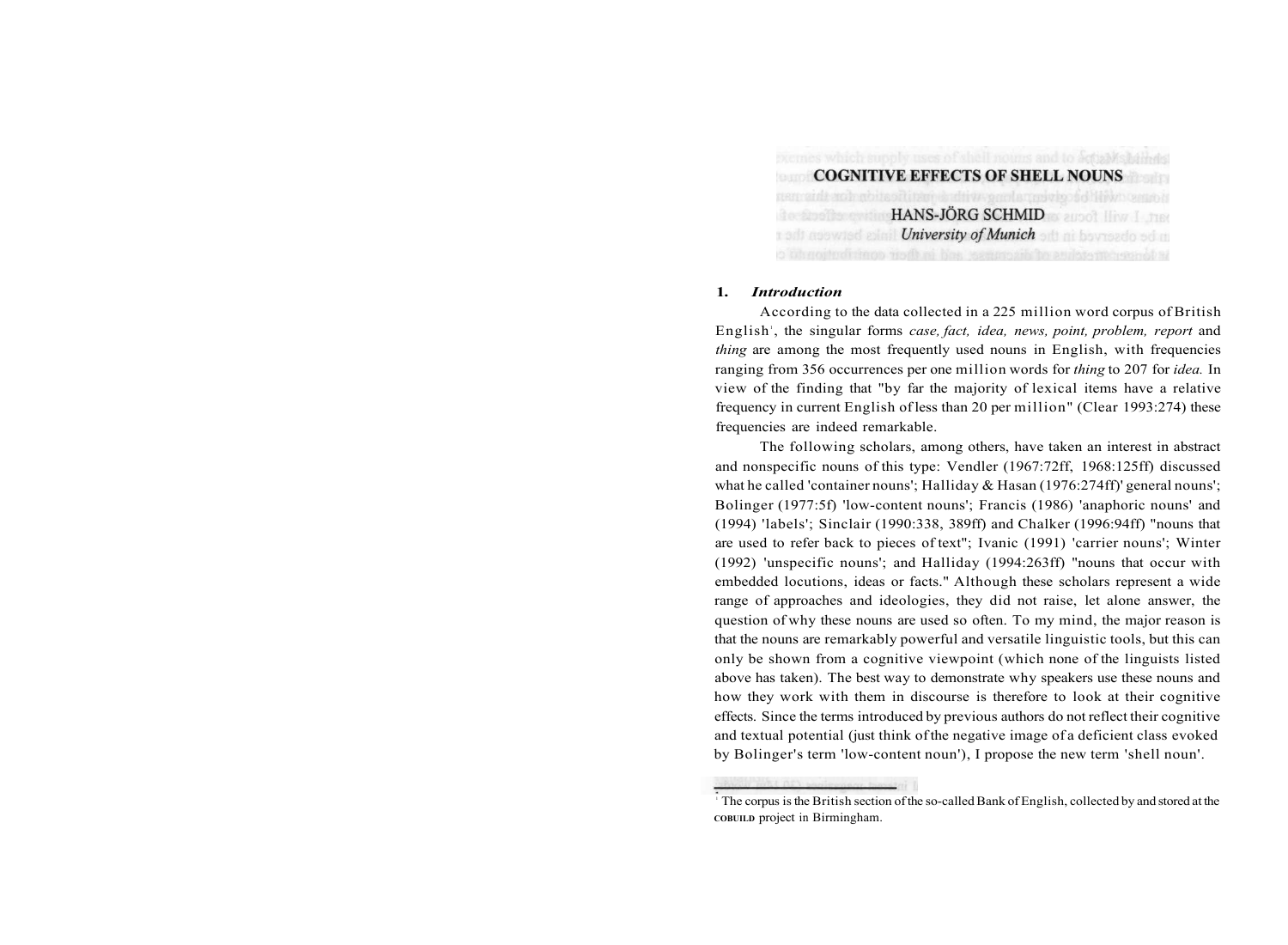# COGNITIVE EFFECTS OF SHELL NOUNS

HANS-JÖRG SCHMID
*University of Munich*

## 1. *Introduction*

According to the data collected in a 225 million word corpus of British English[1], the singular forms *case, fact, idea, news, point, problem, report* and *thing* are among the most frequently used nouns in English, with frequencies ranging from 356 occurrences per one million words for *thing* to 207 for *idea.* In view of the finding that "by far the majority of lexical items have a relative frequency in current English of less than 20 per million" (Clear 1993:274) these frequencies are indeed remarkable.

The following scholars, among others, have taken an interest in abstract and nonspecific nouns of this type: Vendler (1967:72ff, 1968:125ff) discussed what he called 'container nouns'; Halliday & Hasan (1976:274ff)' general nouns'; Bolinger (1977:5f) 'low-content nouns'; Francis (1986) 'anaphoric nouns' and (1994) 'labels'; Sinclair (1990:338, 389ff) and Chalker (1996:94ff) "nouns that are used to refer back to pieces of text"; Ivanic (1991) 'carrier nouns'; Winter (1992) 'unspecific nouns'; and Halliday (1994:263ff) "nouns that occur with embedded locutions, ideas or facts." Although these scholars represent a wide range of approaches and ideologies, they did not raise, let alone answer, the question of why these nouns are used so often. To my mind, the major reason is that the nouns are remarkably powerful and versatile linguistic tools, but this can only be shown from a cognitive viewpoint (which none of the linguists listed above has taken). The best way to demonstrate why speakers use these nouns and how they work with them in discourse is therefore to look at their cognitive effects. Since the terms introduced by previous authors do not reflect their cognitive and textual potential (just think of the negative image of a deficient class evoked by Bolinger's term 'low-content noun'), I propose the new term 'shell noun'.

---

[1] The corpus is the British section of the so-called Bank of English, collected by and stored at the COBUILD project in Birmingham.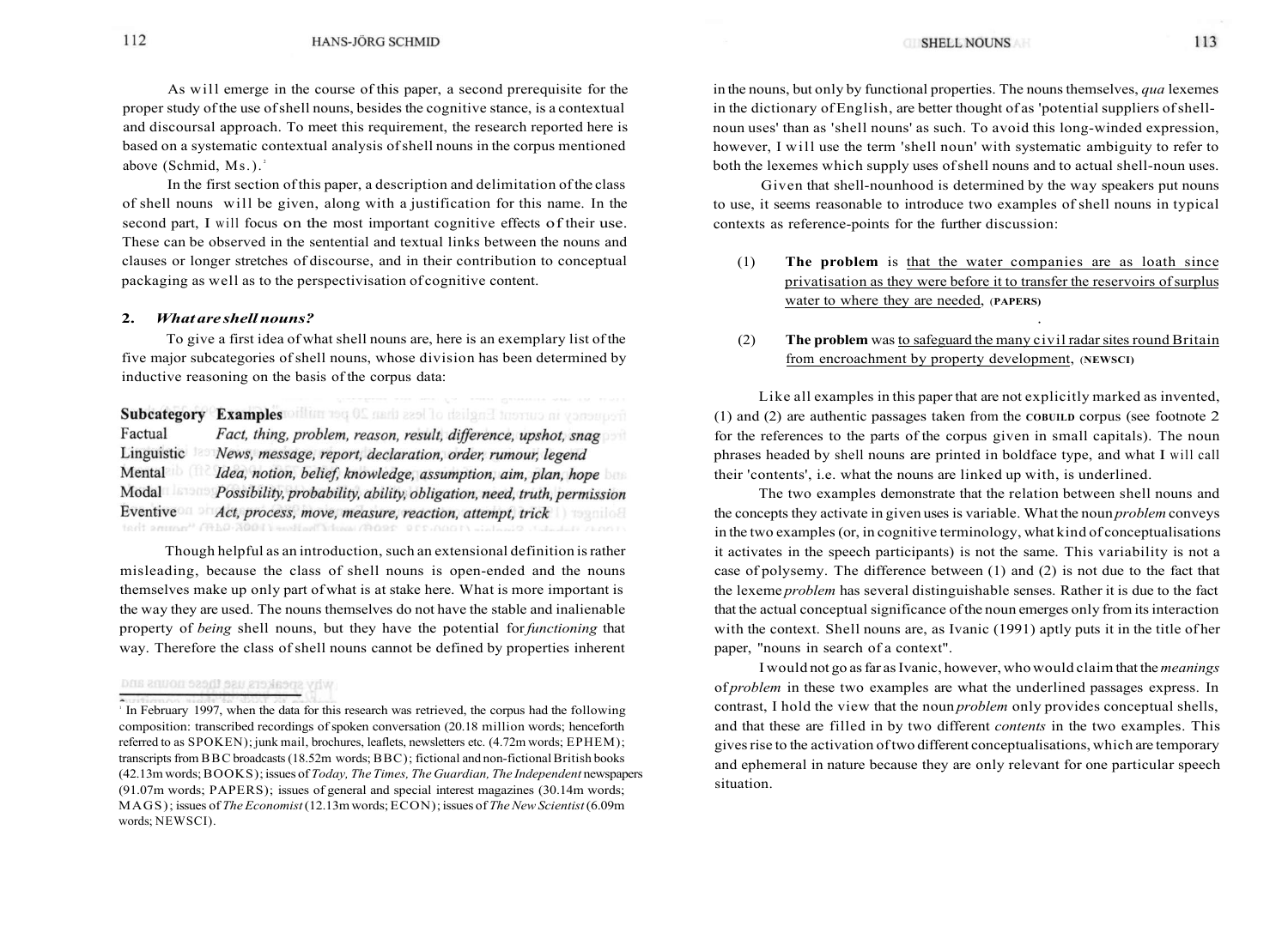As will emerge in the course of this paper, a second prerequisite for the proper study of the use of shell nouns, besides the cognitive stance, is a contextual and discoursal approach. To meet this requirement, the research reported here is based on a systematic contextual analysis of shell nouns in the corpus mentioned above (Schmid, Ms.).[2]

In the first section of this paper, a description and delimitation of the class of shell nouns will be given, along with a justification for this name. In the second part, I will focus on the most important cognitive effects of their use. These can be observed in the sentential and textual links between the nouns and clauses or longer stretches of discourse, and in their contribution to conceptual packaging as well as to the perspectivisation of cognitive content.

## 2. *What are shell nouns?*

To give a first idea of what shell nouns are, here is an exemplary list of the five major subcategories of shell nouns, whose division has been determined by inductive reasoning on the basis of the corpus data:

| Subcategory | Examples |
|---|---|
| Factual | *Fact, thing, problem, reason, result, difference, upshot, snag* |
| Linguistic | *News, message, report, declaration, order, rumour, legend* |
| Mental | *Idea, notion, belief, knowledge, assumption, aim, plan, hope* |
| Modal | *Possibility, probability, ability, obligation, need, truth, permission* |
| Eventive | *Act, process, move, measure, reaction, attempt, trick* |

Though helpful as an introduction, such an extensional definition is rather misleading, because the class of shell nouns is open-ended and the nouns themselves make up only part of what is at stake here. What is more important is the way they are used. The nouns themselves do not have the stable and inalienable property of *being* shell nouns, but they have the potential for *functioning* that way. Therefore the class of shell nouns cannot be defined by properties inherent in the nouns, but only by functional properties. The nouns themselves, *qua* lexemes in the dictionary of English, are better thought of as 'potential suppliers of shell-noun uses' than as 'shell nouns' as such. To avoid this long-winded expression, however, I will use the term 'shell noun' with systematic ambiguity to refer to both the lexemes which supply uses of shell nouns and to actual shell-noun uses.

Given that shell-nounhood is determined by the way speakers put nouns to use, it seems reasonable to introduce two examples of shell nouns in typical contexts as reference-points for the further discussion:

(1) **The problem** is <u>that the water companies are as loath since privatisation as they were before it to transfer the reservoirs of surplus water to where they are needed</u>, (PAPERS)

(2) **The problem** was <u>to safeguard the many civil radar sites round Britain from encroachment by property development</u>, (NEWSCI)

Like all examples in this paper that are not explicitly marked as invented, (1) and (2) are authentic passages taken from the COBUILD corpus (see footnote 2 for the references to the parts of the corpus given in small capitals). The noun phrases headed by shell nouns are printed in boldface type, and what I will call their 'contents', i.e. what the nouns are linked up with, is underlined.

The two examples demonstrate that the relation between shell nouns and the concepts they activate in given uses is variable. What the noun *problem* conveys in the two examples (or, in cognitive terminology, what kind of conceptualisations it activates in the speech participants) is not the same. This variability is not a case of polysemy. The difference between (1) and (2) is not due to the fact that the lexeme *problem* has several distinguishable senses. Rather it is due to the fact that the actual conceptual significance of the noun emerges only from its interaction with the context. Shell nouns are, as Ivanic (1991) aptly puts it in the title of her paper, "nouns in search of a context".

I would not go as far as Ivanic, however, who would claim that the *meanings* of *problem* in these two examples are what the underlined passages express. In contrast, I hold the view that the noun *problem* only provides conceptual shells, and that these are filled in by two different *contents* in the two examples. This gives rise to the activation of two different conceptualisations, which are temporary and ephemeral in nature because they are only relevant for one particular speech situation.

---

[2] In February 1997, when the data for this research was retrieved, the corpus had the following composition: transcribed recordings of spoken conversation (20.18 million words; henceforth referred to as SPOKEN); junk mail, brochures, leaflets, newsletters etc. (4.72m words; EPHEM); transcripts from BBC broadcasts (18.52m words; BBC); fictional and non-fictional British books (42.13m words; BOOKS); issues of *Today, The Times, The Guardian, The Independent* newspapers (91.07m words; PAPERS); issues of general and special interest magazines (30.14m words; MAGS); issues of *The Economist* (12.13m words; ECON); issues of *The New Scientist* (6.09m words; NEWSCI).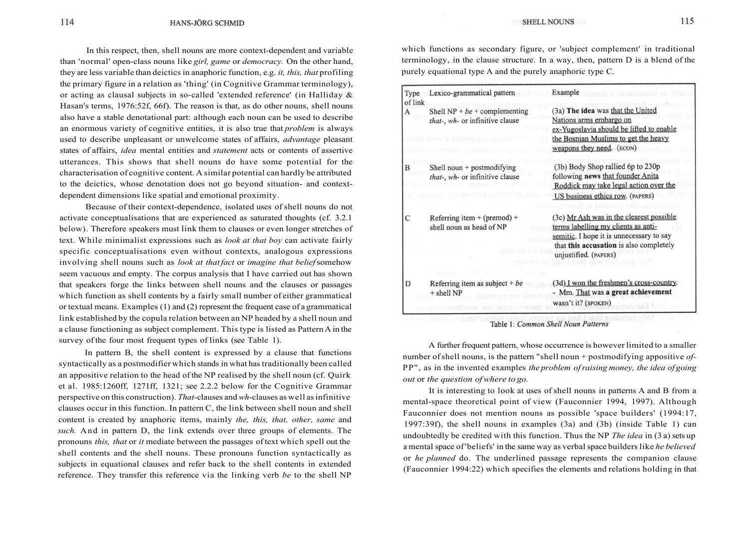In this respect, then, shell nouns are more context-dependent and variable than 'normal' open-class nouns like *girl, game* or *democracy.* On the other hand, they are less variable than deictics in anaphoric function, e.g. *it, this, that* profiling the primary figure in a relation as 'thing' (in Cognitive Grammar terminology), or acting as clausal subjects in so-called 'extended reference' (in Halliday & Hasan's terms, 1976:52f, 66f). The reason is that, as do other nouns, shell nouns also have a stable denotational part: although each noun can be used to describe an enormous variety of cognitive entities, it is also true that *problem* is always used to describe unpleasant or unwelcome states of affairs, *advantage* pleasant states of affairs, *idea* mental entities and *statement* acts or contents of assertive utterances. This shows that shell nouns do have some potential for the characterisation of cognitive content. A similar potential can hardly be attributed to the deictics, whose denotation does not go beyond situation- and context-dependent dimensions like spatial and emotional proximity.

Because of their context-dependence, isolated uses of shell nouns do not activate conceptualisations that are experienced as saturated thoughts (cf. 3.2.1 below). Therefore speakers must link them to clauses or even longer stretches of text. While minimalist expressions such as *look at that boy* can activate fairly specific conceptualisations even without contexts, analogous expressions involving shell nouns such as *look at that fact* or *imagine that belief* somehow seem vacuous and empty. The corpus analysis that I have carried out has shown that speakers forge the links between shell nouns and the clauses or passages which function as shell contents by a fairly small number of either grammatical or textual means. Examples (1) and (2) represent the frequent case of a grammatical link established by the copula relation between an NP headed by a shell noun and a clause functioning as subject complement. This type is listed as Pattern A in the survey of the four most frequent types of links (see Table 1).

In pattern B, the shell content is expressed by a clause that functions syntactically as a postmodifier which stands in what has traditionally been called an appositive relation to the head of the NP realised by the shell noun (cf. Quirk et al. 1985:1260ff, 1271ff, 1321; see 2.2.2 below for the Cognitive Grammar perspective on this construction). *That*-clauses and *wh*-clauses as well as infinitive clauses occur in this function. In pattern C, the link between shell noun and shell content is created by anaphoric items, mainly *the, this, that, other, same* and *such.* And in pattern D, the link extends over three groups of elements. The pronouns *this, that* or *it* mediate between the passages of text which spell out the shell contents and the shell nouns. These pronouns function syntactically as subjects in equational clauses and refer back to the shell contents in extended reference. They transfer this reference via the linking verb *be* to the shell NP which functions as secondary figure, or 'subject complement' in traditional terminology, in the clause structure. In a way, then, pattern D is a blend of the purely equational type A and the purely anaphoric type C.

| Type of link | Lexico-grammatical pattern | Example |
|---|---|---|
| A | Shell NP + *be* + complementing *that-*, *wh-* or infinitive clause | (3a) **The idea** was that the United Nations arms embargo on ex-Yugoslavia should be lifted to enable the Bosnian Muslims to get the heavy weapons they need. (ECON) |
| B | Shell noun + postmodifying *that-*, *wh-* or infinitive clause | (3b) Body Shop rallied 6p to 230p following **news** that founder Anita Roddick may take legal action over the US business ethics row. (PAPERS) |
| C | Referring item + (premod) + shell noun as head of NP | (3c) Mr Ash was in the clearest possible terms labelling my clients as anti-semitic. I hope it is unnecessary to say that **this accusation** is also completely unjustified. (PAPERS) |
| D | Referring item as subject + *be* + shell NP | (3d) I won the freshmen's cross-country. - Mm. That was **a great achievement** wasn't it? (SPOKEN) |

Table 1: *Common Shell Noun Patterns*

A further frequent pattern, whose occurrence is however limited to a smaller number of shell nouns, is the pattern "shell noun + postmodifying appositive *of*-PP", as in the invented examples *the problem of raising money, the idea of going out* or *the question of where to go.*

It is interesting to look at uses of shell nouns in patterns A and B from a mental-space theoretical point of view (Fauconnier 1994, 1997). Although Fauconnier does not mention nouns as possible 'space builders' (1994:17, 1997:39f), the shell nouns in examples (3a) and (3b) (inside Table 1) can undoubtedly be credited with this function. Thus the NP *The idea* in (3 a) sets up a mental space of 'beliefs' in the same way as verbal space builders like *he believed* or *he planned* do. The underlined passage represents the companion clause (Fauconnier 1994:22) which specifies the elements and relations holding in that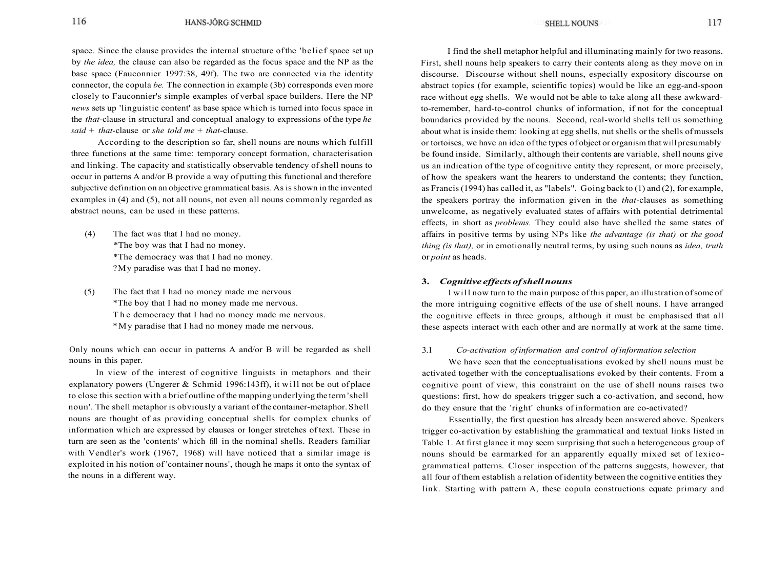space. Since the clause provides the internal structure of the 'belief space set up by *the idea,* the clause can also be regarded as the focus space and the NP as the base space (Fauconnier 1997:38, 49f). The two are connected via the identity connector, the copula *be.* The connection in example (3b) corresponds even more closely to Fauconnier's simple examples of verbal space builders. Here the NP *news* sets up 'linguistic content' as base space which is turned into focus space in the *that*-clause in structural and conceptual analogy to expressions of the type *he said* + *that*-clause or *she told me* + *that*-clause.

According to the description so far, shell nouns are nouns which fulfill three functions at the same time: temporary concept formation, characterisation and linking. The capacity and statistically observable tendency of shell nouns to occur in patterns A and/or B provide a way of putting this functional and therefore subjective definition on an objective grammatical basis. As is shown in the invented examples in (4) and (5), not all nouns, not even all nouns commonly regarded as abstract nouns, can be used in these patterns.

(4) The fact was that I had no money.
*The boy was that I had no money.
*The democracy was that I had no money.
?My paradise was that I had no money.

(5) The fact that I had no money made me nervous
*The boy that I had no money made me nervous.
The democracy that I had no money made me nervous.
*My paradise that I had no money made me nervous.

Only nouns which can occur in patterns A and/or B will be regarded as shell nouns in this paper.

In view of the interest of cognitive linguists in metaphors and their explanatory powers (Ungerer & Schmid 1996:143ff), it will not be out of place to close this section with a brief outline of the mapping underlying the term 'shell noun'. The shell metaphor is obviously a variant of the container-metaphor. Shell nouns are thought of as providing conceptual shells for complex chunks of information which are expressed by clauses or longer stretches of text. These in turn are seen as the 'contents' which fill in the nominal shells. Readers familiar with Vendler's work (1967, 1968) will have noticed that a similar image is exploited in his notion of 'container nouns', though he maps it onto the syntax of the nouns in a different way.

I find the shell metaphor helpful and illuminating mainly for two reasons. First, shell nouns help speakers to carry their contents along as they move on in discourse. Discourse without shell nouns, especially expository discourse on abstract topics (for example, scientific topics) would be like an egg-and-spoon race without egg shells. We would not be able to take along all these awkward-to-remember, hard-to-control chunks of information, if not for the conceptual boundaries provided by the nouns. Second, real-world shells tell us something about what is inside them: looking at egg shells, nut shells or the shells of mussels or tortoises, we have an idea of the types of object or organism that will presumably be found inside. Similarly, although their contents are variable, shell nouns give us an indication of the type of cognitive entity they represent, or more precisely, of how the speakers want the hearers to understand the contents; they function, as Francis (1994) has called it, as "labels". Going back to (1) and (2), for example, the speakers portray the information given in the *that*-clauses as something unwelcome, as negatively evaluated states of affairs with potential detrimental effects, in short as *problems.* They could also have shelled the same states of affairs in positive terms by using NPs like *the advantage (is that)* or *the good thing (is that),* or in emotionally neutral terms, by using such nouns as *idea, truth* or *point* as heads.

## 3. *Cognitive effects of shell nouns*

I will now turn to the main purpose of this paper, an illustration of some of the more intriguing cognitive effects of the use of shell nouns. I have arranged the cognitive effects in three groups, although it must be emphasised that all these aspects interact with each other and are normally at work at the same time.

### 3.1 *Co-activation of information and control of information selection*

We have seen that the conceptualisations evoked by shell nouns must be activated together with the conceptualisations evoked by their contents. From a cognitive point of view, this constraint on the use of shell nouns raises two questions: first, how do speakers trigger such a co-activation, and second, how do they ensure that the 'right' chunks of information are co-activated?

Essentially, the first question has already been answered above. Speakers trigger co-activation by establishing the grammatical and textual links listed in Table 1. At first glance it may seem surprising that such a heterogeneous group of nouns should be earmarked for an apparently equally mixed set of lexico-grammatical patterns. Closer inspection of the patterns suggests, however, that all four of them establish a relation of identity between the cognitive entities they link. Starting with pattern A, these copula constructions equate primary and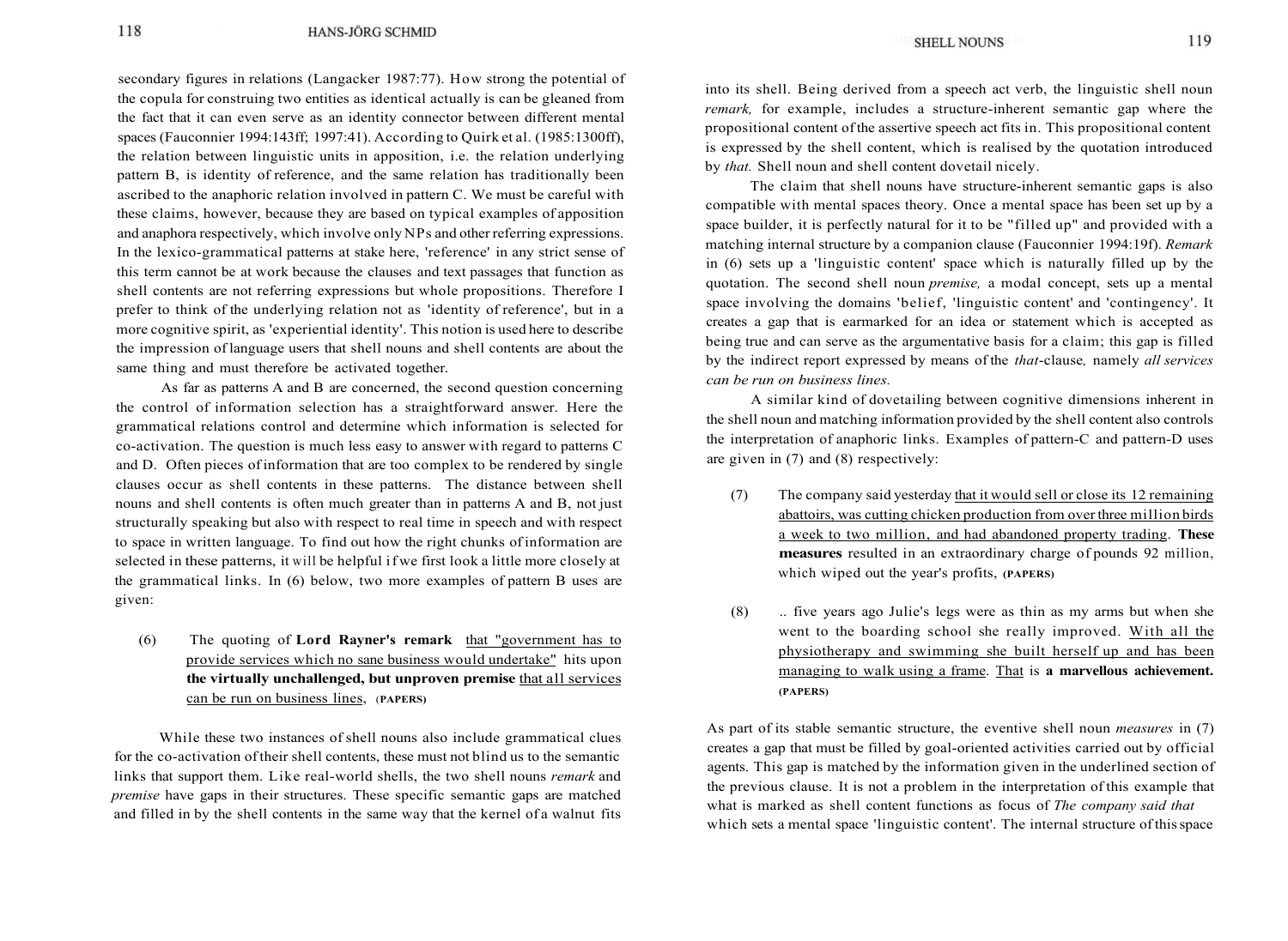secondary figures in relations (Langacker 1987:77). How strong the potential of the copula for construing two entities as identical actually is can be gleaned from the fact that it can even serve as an identity connector between different mental spaces (Fauconnier 1994:143ff; 1997:41). According to Quirk et al. (1985:1300ff), the relation between linguistic units in apposition, i.e. the relation underlying pattern B, is identity of reference, and the same relation has traditionally been ascribed to the anaphoric relation involved in pattern C. We must be careful with these claims, however, because they are based on typical examples of apposition and anaphora respectively, which involve only NPs and other referring expressions. In the lexico-grammatical patterns at stake here, 'reference' in any strict sense of this term cannot be at work because the clauses and text passages that function as shell contents are not referring expressions but whole propositions. Therefore I prefer to think of the underlying relation not as 'identity of reference', but in a more cognitive spirit, as 'experiential identity'. This notion is used here to describe the impression of language users that shell nouns and shell contents are about the same thing and must therefore be activated together.

As far as patterns A and B are concerned, the second question concerning the control of information selection has a straightforward answer. Here the grammatical relations control and determine which information is selected for co-activation. The question is much less easy to answer with regard to patterns C and D. Often pieces of information that are too complex to be rendered by single clauses occur as shell contents in these patterns. The distance between shell nouns and shell contents is often much greater than in patterns A and B, not just structurally speaking but also with respect to real time in speech and with respect to space in written language. To find out how the right chunks of information are selected in these patterns, it will be helpful if we first look a little more closely at the grammatical links. In (6) below, two more examples of pattern B uses are given:

(6) The quoting of **Lord Rayner's remark** that "government has to provide services which no sane business would undertake" hits upon **the virtually unchallenged, but unproven premise** that all services can be run on business lines, (PAPERS)

While these two instances of shell nouns also include grammatical clues for the co-activation of their shell contents, these must not blind us to the semantic links that support them. Like real-world shells, the two shell nouns *remark* and *premise* have gaps in their structures. These specific semantic gaps are matched and filled in by the shell contents in the same way that the kernel of a walnut fits into its shell. Being derived from a speech act verb, the linguistic shell noun *remark,* for example, includes a structure-inherent semantic gap where the propositional content of the assertive speech act fits in. This propositional content is expressed by the shell content, which is realised by the quotation introduced by *that.* Shell noun and shell content dovetail nicely.

The claim that shell nouns have structure-inherent semantic gaps is also compatible with mental spaces theory. Once a mental space has been set up by a space builder, it is perfectly natural for it to be "filled up" and provided with a matching internal structure by a companion clause (Fauconnier 1994:19f). *Remark* in (6) sets up a 'linguistic content' space which is naturally filled up by the quotation. The second shell noun *premise,* a modal concept, sets up a mental space involving the domains 'belief', 'linguistic content' and 'contingency'. It creates a gap that is earmarked for an idea or statement which is accepted as being true and can serve as the argumentative basis for a claim; this gap is filled by the indirect report expressed by means of the *that*-clause, namely *all services can be run on business lines.*

A similar kind of dovetailing between cognitive dimensions inherent in the shell noun and matching information provided by the shell content also controls the interpretation of anaphoric links. Examples of pattern-C and pattern-D uses are given in (7) and (8) respectively:

(7) The company said yesterday that it would sell or close its 12 remaining abattoirs, was cutting chicken production from over three million birds a week to two million, and had abandoned property trading. **These measures** resulted in an extraordinary charge of pounds 92 million, which wiped out the year's profits, (PAPERS)

(8) .. five years ago Julie's legs were as thin as my arms but when she went to the boarding school she really improved. With all the physiotherapy and swimming she built herself up and has been managing to walk using a frame. That is **a marvellous achievement.** (PAPERS)

As part of its stable semantic structure, the eventive shell noun *measures* in (7) creates a gap that must be filled by goal-oriented activities carried out by official agents. This gap is matched by the information given in the underlined section of the previous clause. It is not a problem in the interpretation of this example that what is marked as shell content functions as focus of *The company said that* which sets a mental space 'linguistic content'. The internal structure of this space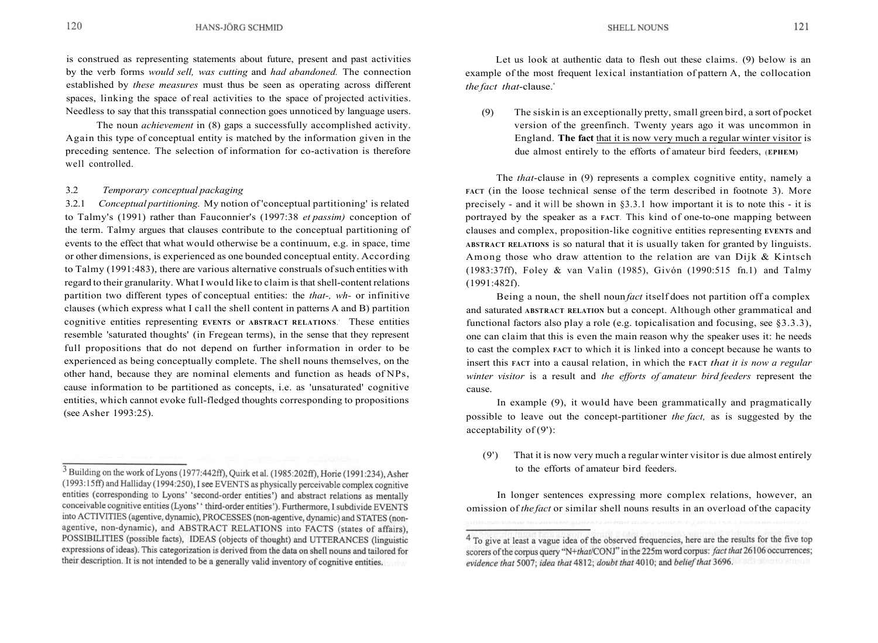is construed as representing statements about future, present and past activities by the verb forms *would sell, was cutting* and *had abandoned.* The connection established by *these measures* must thus be seen as operating across different spaces, linking the space of real activities to the space of projected activities. Needless to say that this transspatial connection goes unnoticed by language users.

The noun *achievement* in (8) gaps a successfully accomplished activity. Again this type of conceptual entity is matched by the information given in the preceding sentence. The selection of information for co-activation is therefore well controlled.

### 3.2 *Temporary conceptual packaging*

3.2.1 *Conceptual partitioning.* My notion of 'conceptual partitioning' is related to Talmy's (1991) rather than Fauconnier's (1997:38 *et passim)* conception of the term. Talmy argues that clauses contribute to the conceptual partitioning of events to the effect that what would otherwise be a continuum, e.g. in space, time or other dimensions, is experienced as one bounded conceptual entity. According to Talmy (1991:483), there are various alternative construals of such entities with regard to their granularity. What I would like to claim is that shell-content relations partition two different types of conceptual entities: the *that-, wh-* or infinitive clauses (which express what I call the shell content in patterns A and B) partition cognitive entities representing EVENTS or ABSTRACT RELATIONS.[3] These entities resemble 'saturated thoughts' (in Fregean terms), in the sense that they represent full propositions that do not depend on further information in order to be experienced as being conceptually complete. The shell nouns themselves, on the other hand, because they are nominal elements and function as heads of NPs, cause information to be partitioned as concepts, i.e. as 'unsaturated' cognitive entities, which cannot evoke full-fledged thoughts corresponding to propositions (see Asher 1993:25).

[3] Building on the work of Lyons (1977:442ff), Quirk et al. (1985:202ff), Horie (1991:234), Asher (1993:15ff) and Halliday (1994:250), I see EVENTS as physically perceivable complex cognitive entities (corresponding to Lyons' 'second-order entities') and abstract relations as mentally conceivable cognitive entities (Lyons' 'third-order entities'). Furthermore, I subdivide EVENTS into ACTIVITIES (agentive, dynamic), PROCESSES (non-agentive, dynamic) and STATES (non-agentive, non-dynamic), and ABSTRACT RELATIONS into FACTS (states of affairs), POSSIBILITIES (possible facts), IDEAS (objects of thought) and UTTERANCES (linguistic expressions of ideas). This categorization is derived from the data on shell nouns and tailored for their description. It is not intended to be a generally valid inventory of cognitive entities.

Let us look at authentic data to flesh out these claims. (9) below is an example of the most frequent lexical instantiation of pattern A, the collocation *the fact that*-clause.[4]

(9) The siskin is an exceptionally pretty, small green bird, a sort of pocket version of the greenfinch. Twenty years ago it was uncommon in England. **The fact** that it is now very much a regular winter visitor is due almost entirely to the efforts of amateur bird feeders, (EPHEM)

The *that*-clause in (9) represents a complex cognitive entity, namely a FACT (in the loose technical sense of the term described in footnote 3). More precisely - and it will be shown in §3.3.1 how important it is to note this - it is portrayed by the speaker as a FACT. This kind of one-to-one mapping between clauses and complex, proposition-like cognitive entities representing EVENTS and ABSTRACT RELATIONS is so natural that it is usually taken for granted by linguists. Among those who draw attention to the relation are van Dijk & Kintsch (1983:37ff), Foley & van Valin (1985), Givón (1990:515 fn.1) and Talmy (1991:482f).

Being a noun, the shell noun *fact* itself does not partition off a complex and saturated ABSTRACT RELATION but a concept. Although other grammatical and functional factors also play a role (e.g. topicalisation and focusing, see §3.3.3), one can claim that this is even the main reason why the speaker uses it: he needs to cast the complex FACT to which it is linked into a concept because he wants to insert this FACT into a causal relation, in which the FACT *that it is now a regular winter visitor* is a result and *the efforts of amateur bird feeders* represent the cause.

In example (9), it would have been grammatically and pragmatically possible to leave out the concept-partitioner *the fact,* as is suggested by the acceptability of (9'):

(9') That it is now very much a regular winter visitor is due almost entirely to the efforts of amateur bird feeders.

In longer sentences expressing more complex relations, however, an omission of *the fact* or similar shell nouns results in an overload of the capacity

[4] To give at least a vague idea of the observed frequencies, here are the results for the five top scorers of the corpus query "N+*that*/CONJ" in the 225m word corpus: *fact that* 26106 occurrences; *evidence that* 5007; *idea that* 4812; *doubt that* 4010; and *belief that* 3696.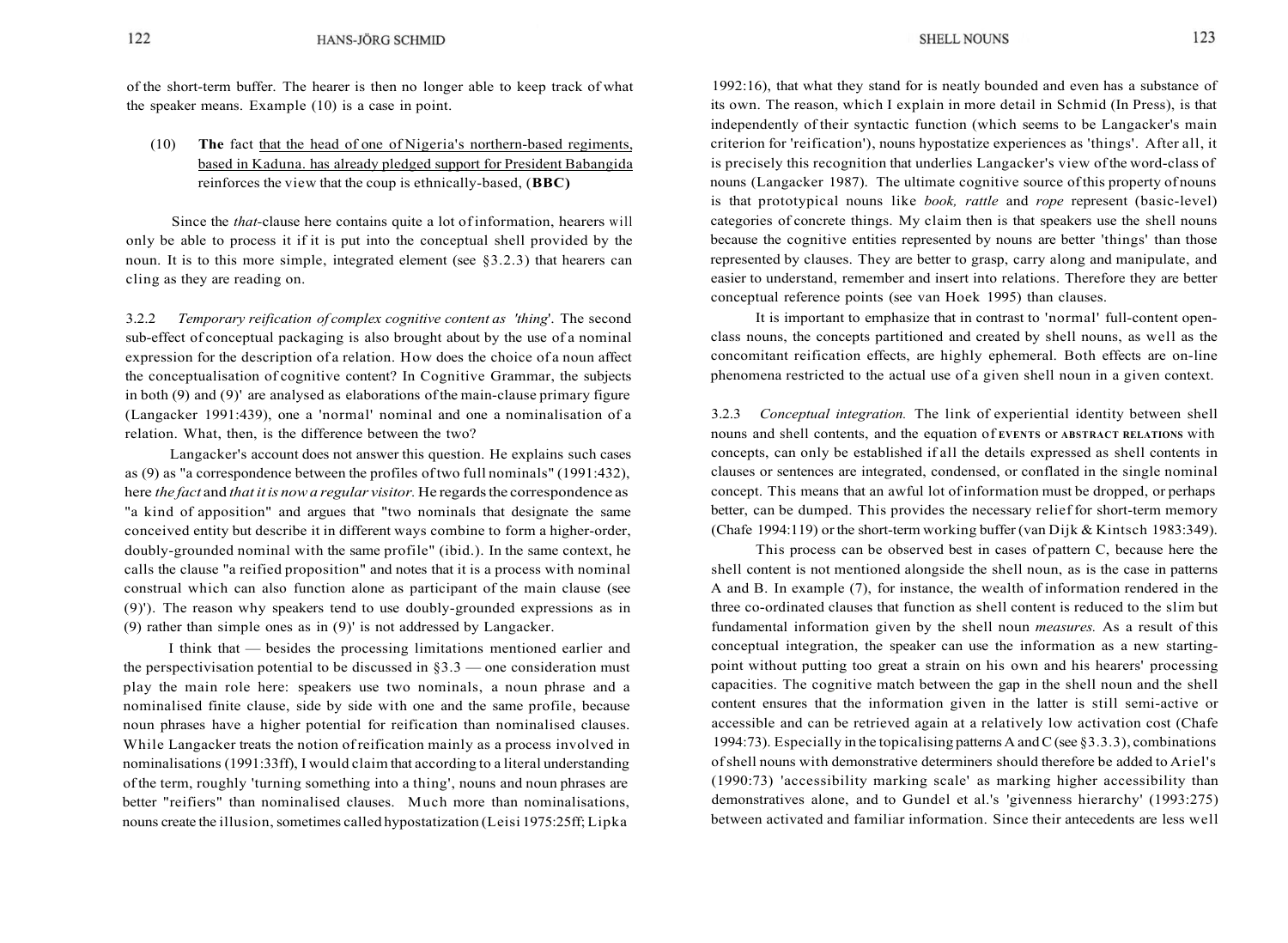of the short-term buffer. The hearer is then no longer able to keep track of what the speaker means. Example (10) is a case in point.

> (10) **The** fact that the head of one of Nigeria's northern-based regiments, based in Kaduna. has already pledged support for President Babangida reinforces the view that the coup is ethnically-based, (**BBC)**

Since the *that*-clause here contains quite a lot of information, hearers will only be able to process it if it is put into the conceptual shell provided by the noun. It is to this more simple, integrated element (see §3.2.3) that hearers can cling as they are reading on.

3.2.2 *Temporary reification of complex cognitive content as 'thing'.* The second sub-effect of conceptual packaging is also brought about by the use of a nominal expression for the description of a relation. How does the choice of a noun affect the conceptualisation of cognitive content? In Cognitive Grammar, the subjects in both (9) and (9)' are analysed as elaborations of the main-clause primary figure (Langacker 1991:439), one a 'normal' nominal and one a nominalisation of a relation. What, then, is the difference between the two?

Langacker's account does not answer this question. He explains such cases as (9) as "a correspondence between the profiles of two full nominals" (1991:432), here *the fact* and *that it is now a regular visitor.* He regards the correspondence as "a kind of apposition" and argues that "two nominals that designate the same conceived entity but describe it in different ways combine to form a higher-order, doubly-grounded nominal with the same profile" (ibid.). In the same context, he calls the clause "a reified proposition" and notes that it is a process with nominal construal which can also function alone as participant of the main clause (see (9)'). The reason why speakers tend to use doubly-grounded expressions as in (9) rather than simple ones as in (9)' is not addressed by Langacker.

I think that — besides the processing limitations mentioned earlier and the perspectivisation potential to be discussed in §3.3 — one consideration must play the main role here: speakers use two nominals, a noun phrase and a nominalised finite clause, side by side with one and the same profile, because noun phrases have a higher potential for reification than nominalised clauses. While Langacker treats the notion of reification mainly as a process involved in nominalisations (1991:33ff), I would claim that according to a literal understanding of the term, roughly 'turning something into a thing', nouns and noun phrases are better "reifiers" than nominalised clauses. Much more than nominalisations, nouns create the illusion, sometimes called hypostatization (Leisi 1975:25ff; Lipka 1992:16), that what they stand for is neatly bounded and even has a substance of its own. The reason, which I explain in more detail in Schmid (In Press), is that independently of their syntactic function (which seems to be Langacker's main criterion for 'reification'), nouns hypostatize experiences as 'things'. After all, it is precisely this recognition that underlies Langacker's view of the word-class of nouns (Langacker 1987). The ultimate cognitive source of this property of nouns is that prototypical nouns like *book, rattle* and *rope* represent (basic-level) categories of concrete things. My claim then is that speakers use the shell nouns because the cognitive entities represented by nouns are better 'things' than those represented by clauses. They are better to grasp, carry along and manipulate, and easier to understand, remember and insert into relations. Therefore they are better conceptual reference points (see van Hoek 1995) than clauses.

It is important to emphasize that in contrast to 'normal' full-content open-class nouns, the concepts partitioned and created by shell nouns, as well as the concomitant reification effects, are highly ephemeral. Both effects are on-line phenomena restricted to the actual use of a given shell noun in a given context.

3.2.3 *Conceptual integration.* The link of experiential identity between shell nouns and shell contents, and the equation of EVENTS or ABSTRACT RELATIONS with concepts, can only be established if all the details expressed as shell contents in clauses or sentences are integrated, condensed, or conflated in the single nominal concept. This means that an awful lot of information must be dropped, or perhaps better, can be dumped. This provides the necessary relief for short-term memory (Chafe 1994:119) or the short-term working buffer (van Dijk & Kintsch 1983:349).

This process can be observed best in cases of pattern C, because here the shell content is not mentioned alongside the shell noun, as is the case in patterns A and B. In example (7), for instance, the wealth of information rendered in the three co-ordinated clauses that function as shell content is reduced to the slim but fundamental information given by the shell noun *measures.* As a result of this conceptual integration, the speaker can use the information as a new starting-point without putting too great a strain on his own and his hearers' processing capacities. The cognitive match between the gap in the shell noun and the shell content ensures that the information given in the latter is still semi-active or accessible and can be retrieved again at a relatively low activation cost (Chafe 1994:73). Especially in the topicalising patterns A and C (see §3.3.3), combinations of shell nouns with demonstrative determiners should therefore be added to Ariel's (1990:73) 'accessibility marking scale' as marking higher accessibility than demonstratives alone, and to Gundel et al.'s 'givenness hierarchy' (1993:275) between activated and familiar information. Since their antecedents are less well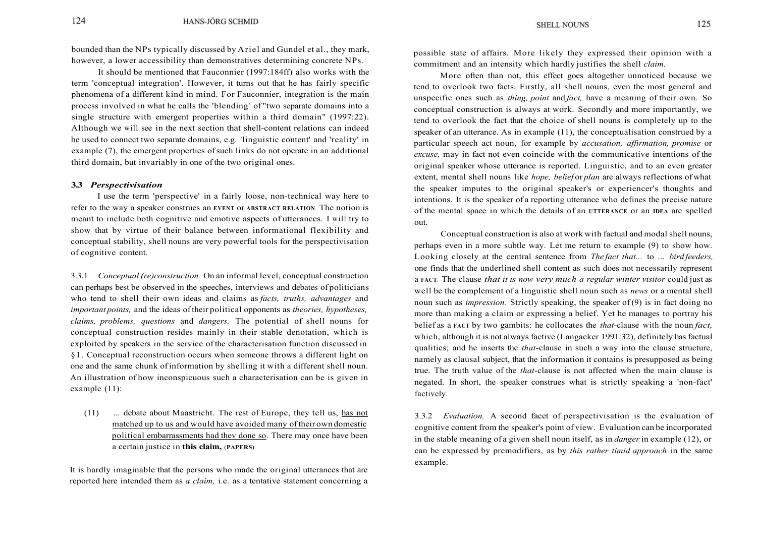bounded than the NPs typically discussed by Ariel and Gundel et al., they mark, however, a lower accessibility than demonstratives determining concrete NPs.

It should be mentioned that Fauconnier (1997:184ff) also works with the term 'conceptual integration'. However, it turns out that he has fairly specific phenomena of a different kind in mind. For Fauconnier, integration is the main process involved in what he calls the 'blending' of "two separate domains into a single structure with emergent properties within a third domain" (1997:22). Although we will see in the next section that shell-content relations can indeed be used to connect two separate domains, e.g. 'linguistic content' and 'reality' in example (7), the emergent properties of such links do not operate in an additional third domain, but invariably in one of the two original ones.

### 3.3 *Perspectivisation*

I use the term 'perspective' in a fairly loose, non-technical way here to refer to the way a speaker construes an EVENT or ABSTRACT RELATION. The notion is meant to include both cognitive and emotive aspects of utterances. I will try to show that by virtue of their balance between informational flexibility and conceptual stability, shell nouns are very powerful tools for the perspectivisation of cognitive content.

3.3.1 *Conceptual (re)construction.* On an informal level, conceptual construction can perhaps best be observed in the speeches, interviews and debates of politicians who tend to shell their own ideas and claims as *facts, truths, advantages* and *important points,* and the ideas of their political opponents as *theories, hypotheses, claims, problems, questions* and *dangers.* The potential of shell nouns for conceptual construction resides mainly in their stable denotation, which is exploited by speakers in the service of the characterisation function discussed in §1. Conceptual reconstruction occurs when someone throws a different light on one and the same chunk of information by shelling it with a different shell noun. An illustration of how inconspicuous such a characterisation can be is given in example (11):

> (11) ... debate about Maastricht. The rest of Europe, they tell us, <u>has not matched up to us and would have avoided many of their own domestic political embarrassments had they done so</u>. There may once have been a certain justice in **this claim,** (PAPERS)

It is hardly imaginable that the persons who made the original utterances that are reported here intended them as *a claim,* i.e. as a tentative statement concerning a possible state of affairs. More likely they expressed their opinion with a commitment and an intensity which hardly justifies the shell *claim.*

More often than not, this effect goes altogether unnoticed because we tend to overlook two facts. Firstly, all shell nouns, even the most general and unspecific ones such as *thing, point* and *fact,* have a meaning of their own. So conceptual construction is always at work. Secondly and more importantly, we tend to overlook the fact that the choice of shell nouns is completely up to the speaker of an utterance. As in example (11), the conceptualisation construed by a particular speech act noun, for example by *accusation, affirmation, promise* or *excuse,* may in fact not even coincide with the communicative intentions of the original speaker whose utterance is reported. Linguistic, and to an even greater extent, mental shell nouns like *hope, belief* or *plan* are always reflections of what the speaker imputes to the original speaker's or experiencer's thoughts and intentions. It is the speaker of a reporting utterance who defines the precise nature of the mental space in which the details of an UTTERANCE or an IDEA are spelled out.

Conceptual construction is also at work with factual and modal shell nouns, perhaps even in a more subtle way. Let me return to example (9) to show how. Looking closely at the central sentence from *The fact that...* to ... *bird feeders,* one finds that the underlined shell content as such does not necessarily represent a FACT. The clause *that it is now very much a regular winter visitor* could just as well be the complement of a linguistic shell noun such as *news* or a mental shell noun such as *impression.* Strictly speaking, the speaker of (9) is in fact doing no more than making a claim or expressing a belief. Yet he manages to portray his belief as a FACT by two gambits: he collocates the *that*-clause with the noun *fact,* which, although it is not always factive (Langacker 1991:32), definitely has factual qualities; and he inserts the *that*-clause in such a way into the clause structure, namely as clausal subject, that the information it contains is presupposed as being true. The truth value of the *that*-clause is not affected when the main clause is negated. In short, the speaker construes what is strictly speaking a 'non-fact' factively.

3.3.2 *Evaluation.* A second facet of perspectivisation is the evaluation of cognitive content from the speaker's point of view. Evaluation can be incorporated in the stable meaning of a given shell noun itself, as in *danger* in example (12), or can be expressed by premodifiers, as by *this rather timid approach* in the same example.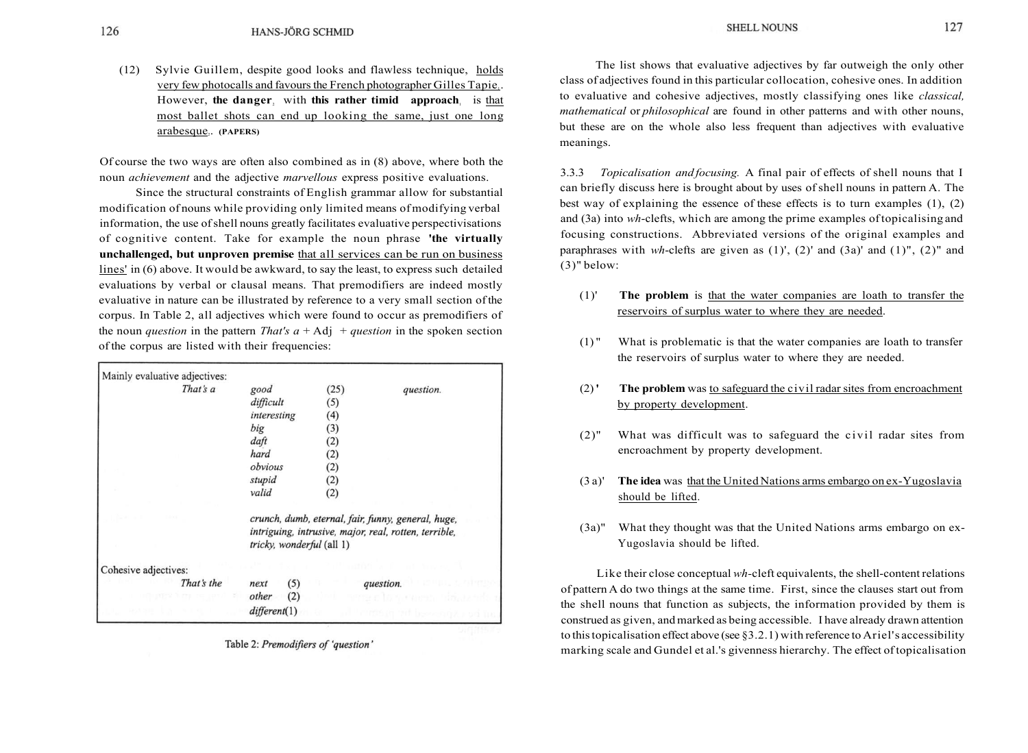(12) Sylvie Guillem, despite good looks and flawless technique, holds very few photocalls and favours the French photographer Gilles Tapie,. However, **the danger**, with **this rather timid approach**, is that most ballet shots can end up looking the same, just one long arabesque,. **(PAPERS)**

Of course the two ways are often also combined as in (8) above, where both the noun *achievement* and the adjective *marvellous* express positive evaluations.

Since the structural constraints of English grammar allow for substantial modification of nouns while providing only limited means of modifying verbal information, the use of shell nouns greatly facilitates evaluative perspectivisations of cognitive content. Take for example the noun phrase **'the virtually unchallenged, but unproven premise** that all services can be run on business lines' in (6) above. It would be awkward, to say the least, to express such detailed evaluations by verbal or clausal means. That premodifiers are indeed mostly evaluative in nature can be illustrated by reference to a very small section of the corpus. In Table 2, all adjectives which were found to occur as premodifiers of the noun *question* in the pattern *That's a* + Adj + *question* in the spoken section of the corpus are listed with their frequencies:

| | | | |
|---|---|---|---|
| Mainly evaluative adjectives: | | | |
| *That's a* | *good* | (25) | *question.* |
| | *difficult* | (5) | |
| | *interesting* | (4) | |
| | *big* | (3) | |
| | *daft* | (2) | |
| | *hard* | (2) | |
| | *obvious* | (2) | |
| | *stupid* | (2) | |
| | *valid* | (2) | |
| | *crunch, dumb, eternal, fair, funny, general, huge, intriguing, intrusive, major, real, rotten, terrible, tricky, wonderful* (all 1) | | |
| Cohesive adjectives: | | | |
| *That's the* | *next* | (5) | *question.* |
| | *other* | (2) | |
| | *different* | (1) | |

Table 2: *Premodifiers of 'question'*

The list shows that evaluative adjectives by far outweigh the only other class of adjectives found in this particular collocation, cohesive ones. In addition to evaluative and cohesive adjectives, mostly classifying ones like *classical, mathematical* or *philosophical* are found in other patterns and with other nouns, but these are on the whole also less frequent than adjectives with evaluative meanings.

3.3.3 *Topicalisation and focusing.* A final pair of effects of shell nouns that I can briefly discuss here is brought about by uses of shell nouns in pattern A. The best way of explaining the essence of these effects is to turn examples (1), (2) and (3a) into *wh*-clefts, which are among the prime examples of topicalising and focusing constructions. Abbreviated versions of the original examples and paraphrases with *wh*-clefts are given as (1)', (2)' and (3a)' and (1)", (2)" and (3)" below:

(1)' **The problem** is that the water companies are loath to transfer the reservoirs of surplus water to where they are needed.

(1)" What is problematic is that the water companies are loath to transfer the reservoirs of surplus water to where they are needed.

(2)' **The problem** was to safeguard the civil radar sites from encroachment by property development.

(2)" What was difficult was to safeguard the civil radar sites from encroachment by property development.

(3a)' **The idea** was that the United Nations arms embargo on ex-Yugoslavia should be lifted.

(3a)" What they thought was that the United Nations arms embargo on ex-Yugoslavia should be lifted.

Like their close conceptual *wh*-cleft equivalents, the shell-content relations of pattern A do two things at the same time. First, since the clauses start out from the shell nouns that function as subjects, the information provided by them is construed as given, and marked as being accessible. I have already drawn attention to this topicalisation effect above (see §3.2.1) with reference to Ariel's accessibility marking scale and Gundel et al.'s givenness hierarchy. The effect of topicalisation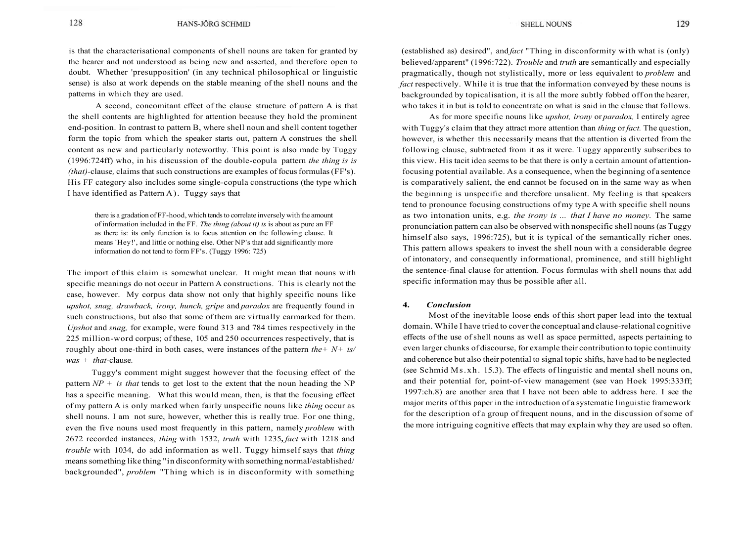is that the characterisational components of shell nouns are taken for granted by the hearer and not understood as being new and asserted, and therefore open to doubt. Whether 'presupposition' (in any technical philosophical or linguistic sense) is also at work depends on the stable meaning of the shell nouns and the patterns in which they are used.

A second, concomitant effect of the clause structure of pattern A is that the shell contents are highlighted for attention because they hold the prominent end-position. In contrast to pattern B, where shell noun and shell content together form the topic from which the speaker starts out, pattern A construes the shell content as new and particularly noteworthy. This point is also made by Tuggy (1996:724ff) who, in his discussion of the double-copula pattern *the thing is is (that)*-clause, claims that such constructions are examples of focus formulas (FF's). His FF category also includes some single-copula constructions (the type which I have identified as Pattern A). Tuggy says that

> there is a gradation of FF-hood, which tends to correlate inversely with the amount of information included in the FF. *The thing (about it) is* is about as pure an FF as there is: its only function is to focus attention on the following clause. It means 'Hey!', and little or nothing else. Other NP's that add significantly more information do not tend to form FF's. (Tuggy 1996: 725)

The import of this claim is somewhat unclear. It might mean that nouns with specific meanings do not occur in Pattern A constructions. This is clearly not the case, however. My corpus data show not only that highly specific nouns like *upshot, snag, drawback, irony, hunch, gripe* and *paradox* are frequently found in such constructions, but also that some of them are virtually earmarked for them. *Upshot* and *snag,* for example, were found 313 and 784 times respectively in the 225 million-word corpus; of these, 105 and 250 occurrences respectively, that is roughly about one-third in both cases, were instances of the pattern *the+ N+ is/ was + that*-clause.

Tuggy's comment might suggest however that the focusing effect of the pattern *NP + is that* tends to get lost to the extent that the noun heading the NP has a specific meaning. What this would mean, then, is that the focusing effect of my pattern A is only marked when fairly unspecific nouns like *thing* occur as shell nouns. I am not sure, however, whether this is really true. For one thing, even the five nouns used most frequently in this pattern, namely *problem* with 2672 recorded instances, *thing* with 1532, *truth* with 1235, *fact* with 1218 and *trouble* with 1034, do add information as well. Tuggy himself says that *thing* means something like thing "in disconformity with something normal/established/ backgrounded", *problem* "Thing which is in disconformity with something (established as) desired", and *fact* "Thing in disconformity with what is (only) believed/apparent" (1996:722). *Trouble* and *truth* are semantically and especially pragmatically, though not stylistically, more or less equivalent to *problem* and *fact* respectively. While it is true that the information conveyed by these nouns is backgrounded by topicalisation, it is all the more subtly fobbed off on the hearer, who takes it in but is told to concentrate on what is said in the clause that follows.

As for more specific nouns like *upshot, irony* or *paradox,* I entirely agree with Tuggy's claim that they attract more attention than *thing* or *fact.* The question, however, is whether this necessarily means that the attention is diverted from the following clause, subtracted from it as it were. Tuggy apparently subscribes to this view. His tacit idea seems to be that there is only a certain amount of attention-focusing potential available. As a consequence, when the beginning of a sentence is comparatively salient, the end cannot be focused on in the same way as when the beginning is unspecific and therefore unsalient. My feeling is that speakers tend to pronounce focusing constructions of my type A with specific shell nouns as two intonation units, e.g. *the irony is ... that I have no money.* The same pronunciation pattern can also be observed with nonspecific shell nouns (as Tuggy himself also says, 1996:725), but it is typical of the semantically richer ones. This pattern allows speakers to invest the shell noun with a considerable degree of intonatory, and consequently informational, prominence, and still highlight the sentence-final clause for attention. Focus formulas with shell nouns that add specific information may thus be possible after all.

## 4. *Conclusion*

Most of the inevitable loose ends of this short paper lead into the textual domain. While I have tried to cover the conceptual and clause-relational cognitive effects of the use of shell nouns as well as space permitted, aspects pertaining to even larger chunks of discourse, for example their contribution to topic continuity and coherence but also their potential to signal topic shifts, have had to be neglected (see Schmid Ms.xh. 15.3). The effects of linguistic and mental shell nouns on, and their potential for, point-of-view management (see van Hoek 1995:333ff; 1997:ch.8) are another area that I have not been able to address here. I see the major merits of this paper in the introduction of a systematic linguistic framework for the description of a group of frequent nouns, and in the discussion of some of the more intriguing cognitive effects that may explain why they are used so often.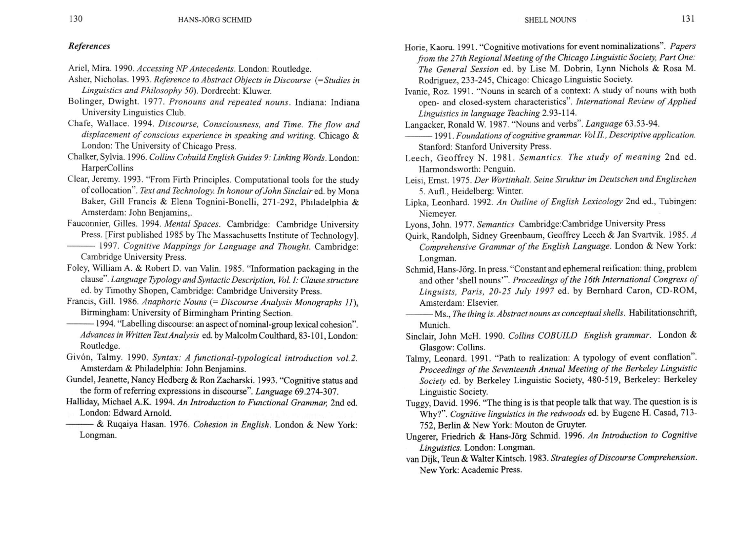### *References*

Ariel, Mira. 1990. *Accessing NP Antecedents*. London: Routledge.

Asher, Nicholas. 1993. *Reference to Abstract Objects in Discourse (=Studies in Linguistics and Philosophy 50)*. Dordrecht: Kluwer.

Bolinger, Dwight. 1977. *Pronouns and repeated nouns*. Indiana: Indiana University Linguistics Club.

Chafe, Wallace. 1994. *Discourse, Consciousness, and Time. The flow and displacement of conscious experience in speaking and writing*. Chicago & London: The University of Chicago Press.

Chalker, Sylvia. 1996. *Collins Cobuild English Guides 9: Linking Words*. London: HarperCollins

Clear, Jeremy. 1993. "From Firth Principles. Computational tools for the study of collocation". *Text and Technology. In honour of John Sinclair* ed. by Mona Baker, Gill Francis & Elena Tognini-Bonelli, 271-292, Philadelphia & Amsterdam: John Benjamins,.

Fauconnier, Gilles. 1994. *Mental Spaces*. Cambridge: Cambridge University Press. [First published 1985 by The Massachusetts Institute of Technology].

——— 1997. *Cognitive Mappings for Language and Thought*. Cambridge: Cambridge University Press.

Foley, William A. & Robert D. van Valin. 1985. "Information packaging in the clause". *Language Typology and Syntactic Description, Vol. I: Clause structure* ed. by Timothy Shopen, Cambridge: Cambridge University Press.

Francis, Gill. 1986. *Anaphoric Nouns (= Discourse Analysis Monographs 11)*, Birmingham: University of Birmingham Printing Section.

——— 1994. "Labelling discourse: an aspect of nominal-group lexical cohesion". *Advances in Written Text Analysis* ed. by Malcolm Coulthard, 83-101, London: Routledge.

Givón, Talmy. 1990. *Syntax: A functional-typological introduction vol.2*. Amsterdam & Philadelphia: John Benjamins.

Gundel, Jeanette, Nancy Hedberg & Ron Zacharski. 1993. "Cognitive status and the form of referring expressions in discourse". *Language* 69.274-307.

Halliday, Michael A.K. 1994. *An Introduction to Functional Grammar*, 2nd ed. London: Edward Arnold.

——— & Ruqaiya Hasan. 1976. *Cohesion in English*. London & New York: Longman.

Horie, Kaoru. 1991. "Cognitive motivations for event nominalizations". *Papers from the 27th Regional Meeting of the Chicago Linguistic Society, Part One: The General Session* ed. by Lise M. Dobrin, Lynn Nichols & Rosa M. Rodriguez, 233-245, Chicago: Chicago Linguistic Society.

Ivanic, Roz. 1991. "Nouns in search of a context: A study of nouns with both open- and closed-system characteristics". *International Review of Applied Linguistics in language Teaching* 2.93-114.

Langacker, Ronald W. 1987. "Nouns and verbs". *Language* 63.53-94.

——— 1991. *Foundations of cognitive grammar. Vol II., Descriptive application*. Stanford: Stanford University Press.

Leech, Geoffrey N. 1981. *Semantics. The study of meaning* 2nd ed. Harmondsworth: Penguin.

Leisi, Ernst. 1975. *Der Wortinhalt. Seine Struktur im Deutschen und Englischen* 5. Aufl., Heidelberg: Winter.

Lipka, Leonhard. 1992. *An Outline of English Lexicology* 2nd ed., Tubingen: Niemeyer.

Lyons, John. 1977. *Semantics* Cambridge:Cambridge University Press

Quirk, Randolph, Sidney Greenbaum, Geoffrey Leech & Jan Svartvik. 1985. *A Comprehensive Grammar of the English Language*. London & New York: Longman.

Schmid, Hans-Jörg. In press. "Constant and ephemeral reification: thing, problem and other 'shell nouns'". *Proceedings of the 16th International Congress of Linguists, Paris, 20-25 July 1997* ed. by Bernhard Caron, CD-ROM, Amsterdam: Elsevier.

——— Ms., *The thing is. Abstract nouns as conceptual shells*. Habilitationschrift, Munich.

Sinclair, John McH. 1990. *Collins COBUILD English grammar*. London & Glasgow: Collins.

Talmy, Leonard. 1991. "Path to realization: A typology of event conflation". *Proceedings of the Seventeenth Annual Meeting of the Berkeley Linguistic Society* ed. by Berkeley Linguistic Society, 480-519, Berkeley: Berkeley Linguistic Society.

Tuggy, David. 1996. "The thing is is that people talk that way. The question is is Why?". *Cognitive linguistics in the redwoods* ed. by Eugene H. Casad, 713-752, Berlin & New York: Mouton de Gruyter.

Ungerer, Friedrich & Hans-Jörg Schmid. 1996. *An Introduction to Cognitive Linguistics*. London: Longman.

van Dijk, Teun & Walter Kintsch. 1983. *Strategies of Discourse Comprehension*. New York: Academic Press.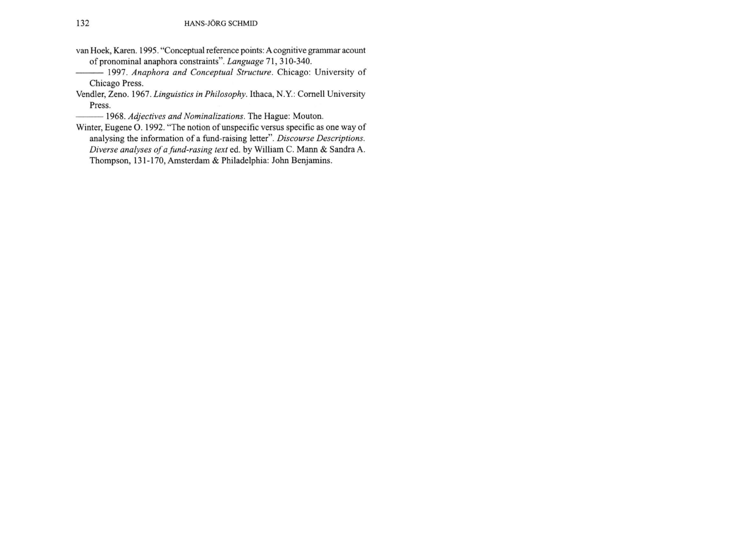van Hoek, Karen. 1995. "Conceptual reference points: A cognitive grammar acount of pronominal anaphora constraints". *Language* 71, 310-340.

——— 1997. *Anaphora and Conceptual Structure*. Chicago: University of Chicago Press.

Vendler, Zeno. 1967. *Linguistics in Philosophy*. Ithaca, N.Y.: Cornell University Press.

——— 1968. *Adjectives and Nominalizations*. The Hague: Mouton.

Winter, Eugene O. 1992. "The notion of unspecific versus specific as one way of analysing the information of a fund-raising letter". *Discourse Descriptions. Diverse analyses of a fund-rasing text* ed. by William C. Mann & Sandra A. Thompson, 131-170, Amsterdam & Philadelphia: John Benjamins.